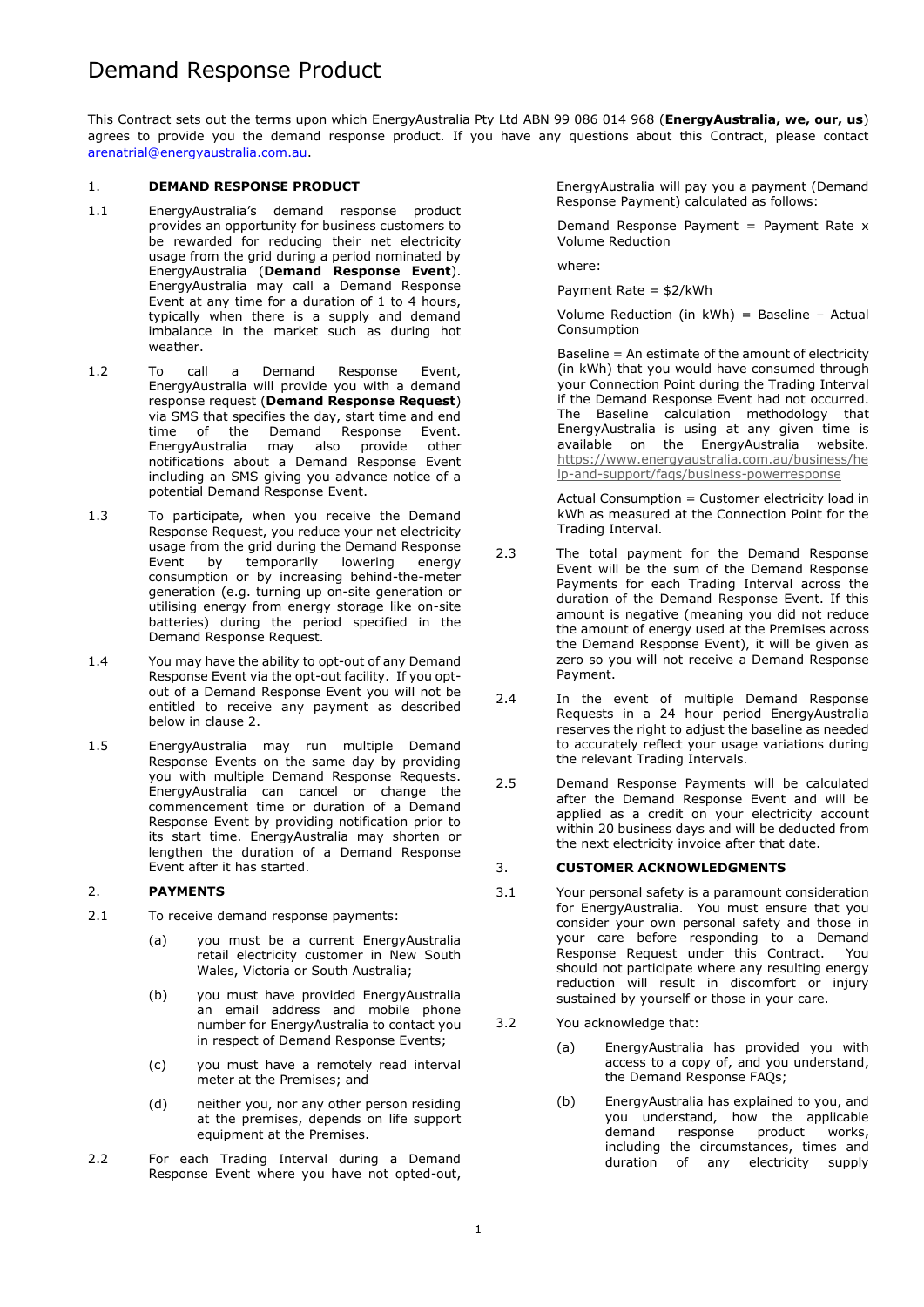# Demand Response Product

This Contract sets out the terms upon which EnergyAustralia Pty Ltd ABN 99 086 014 968 (**EnergyAustralia, we, our, us**) agrees to provide you the demand response product. If you have any questions about this Contract, please contact arenatrial@energyaustralia.com.au.

## 1. DEMAND RESPONSE PRODUCT

1.1 EnergyAustralia's demand response product provides an opportunity for business customers to be rewarded for reducing their net electricity usage from the grid during a period nominated by EnergyAustralia (**Demand Response Event**). EnergyAustralia may call a Demand Response Event at any time for a duration of 1 to 4 hours, typically when there is a supply and demand imbalance in the market such as during hot weather.

1.2 To call a Demand Response Event, EnergyAustralia will provide you with a demand response request (**Demand Response Request**) via SMS that specifies the day, start time and end time of the Demand Response Event. EnergyAustralia may also provide other notifications about a Demand Response Event including an SMS giving you advance notice of a potential Demand Response Event.

1.3 To participate, when you receive the Demand Response Request, you reduce your net electricity usage from the grid during the Demand Response Event by temporarily lowering energy consumption or by increasing behind-the-meter generation (e.g. turning up on-site generation or utilising energy from energy storage like on-site batteries) during the period specified in the Demand Response Request.

1.4 You may have the ability to opt-out of any Demand Response Event via the opt-out facility. If you opt-out of a Demand Response Event you will not be entitled to receive any payment as described below in clause 2.

1.5 EnergyAustralia may run multiple Demand Response Events on the same day by providing you with multiple Demand Response Requests. EnergyAustralia can cancel or change the commencement time or duration of a Demand Response Event by providing notification prior to its start time. EnergyAustralia may shorten or lengthen the duration of a Demand Response Event after it has started.

## 2. PAYMENTS

2.1 To receive demand response payments:

(a) you must be a current EnergyAustralia retail electricity customer in New South Wales, Victoria or South Australia;

(b) you must have provided EnergyAustralia an email address and mobile phone number for EnergyAustralia to contact you in respect of Demand Response Events;

(c) you must have a remotely read interval meter at the Premises; and

(d) neither you, nor any other person residing at the premises, depends on life support equipment at the Premises.

2.2 For each Trading Interval during a Demand Response Event where you have not opted-out, EnergyAustralia will pay you a payment (Demand Response Payment) calculated as follows:

Demand Response Payment = Payment Rate x Volume Reduction

where:

Payment Rate = $2/kWh

Volume Reduction (in kWh) = Baseline – Actual Consumption

Baseline = An estimate of the amount of electricity (in kWh) that you would have consumed through your Connection Point during the Trading Interval if the Demand Response Event had not occurred. The Baseline calculation methodology that EnergyAustralia is using at any given time is available on the EnergyAustralia website. https://www.energyaustralia.com.au/business/help-and-support/faqs/business-powerresponse

Actual Consumption = Customer electricity load in kWh as measured at the Connection Point for the Trading Interval.

2.3 The total payment for the Demand Response Event will be the sum of the Demand Response Payments for each Trading Interval across the duration of the Demand Response Event. If this amount is negative (meaning you did not reduce the amount of energy used at the Premises across the Demand Response Event), it will be given as zero so you will not receive a Demand Response Payment.

2.4 In the event of multiple Demand Response Requests in a 24 hour period EnergyAustralia reserves the right to adjust the baseline as needed to accurately reflect your usage variations during the relevant Trading Intervals.

2.5 Demand Response Payments will be calculated after the Demand Response Event and will be applied as a credit on your electricity account within 20 business days and will be deducted from the next electricity invoice after that date.

## 3. CUSTOMER ACKNOWLEDGMENTS

3.1 Your personal safety is a paramount consideration for EnergyAustralia. You must ensure that you consider your own personal safety and those in your care before responding to a Demand Response Request under this Contract. You should not participate where any resulting energy reduction will result in discomfort or injury sustained by yourself or those in your care.

3.2 You acknowledge that:

(a) EnergyAustralia has provided you with access to a copy of, and you understand, the Demand Response FAQs;

(b) EnergyAustralia has explained to you, and you understand, how the applicable demand response product works, including the circumstances, times and duration of any electricity supply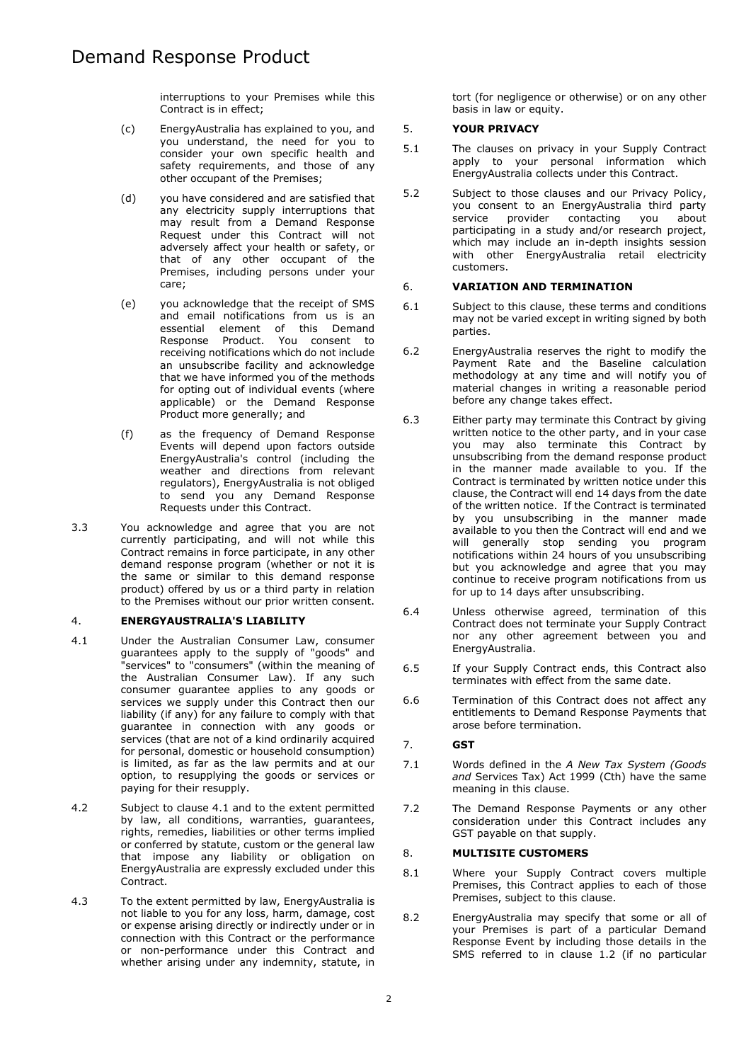interruptions to your Premises while this Contract is in effect;

(c) EnergyAustralia has explained to you, and you understand, the need for you to consider your own specific health and safety requirements, and those of any other occupant of the Premises;

(d) you have considered and are satisfied that any electricity supply interruptions that may result from a Demand Response Request under this Contract will not adversely affect your health or safety, or that of any other occupant of the Premises, including persons under your care;

(e) you acknowledge that the receipt of SMS and email notifications from us is an essential element of this Demand Response Product. You consent to receiving notifications which do not include an unsubscribe facility and acknowledge that we have informed you of the methods for opting out of individual events (where applicable) or the Demand Response Product more generally; and

(f) as the frequency of Demand Response Events will depend upon factors outside EnergyAustralia's control (including the weather and directions from relevant regulators), EnergyAustralia is not obliged to send you any Demand Response Requests under this Contract.

3.3 You acknowledge and agree that you are not currently participating, and will not while this Contract remains in force participate, in any other demand response program (whether or not it is the same or similar to this demand response product) offered by us or a third party in relation to the Premises without our prior written consent.

## 4. ENERGYAUSTRALIA'S LIABILITY

4.1 Under the Australian Consumer Law, consumer guarantees apply to the supply of "goods" and "services" to "consumers" (within the meaning of the Australian Consumer Law). If any such consumer guarantee applies to any goods or services we supply under this Contract then our liability (if any) for any failure to comply with that guarantee in connection with any goods or services (that are not of a kind ordinarily acquired for personal, domestic or household consumption) is limited, as far as the law permits and at our option, to resupplying the goods or services or paying for their resupply.

4.2 Subject to clause 4.1 and to the extent permitted by law, all conditions, warranties, guarantees, rights, remedies, liabilities or other terms implied or conferred by statute, custom or the general law that impose any liability or obligation on EnergyAustralia are expressly excluded under this Contract.

4.3 To the extent permitted by law, EnergyAustralia is not liable to you for any loss, harm, damage, cost or expense arising directly or indirectly under or in connection with this Contract or the performance or non-performance under this Contract and whether arising under any indemnity, statute, in tort (for negligence or otherwise) or on any other basis in law or equity.

## 5. YOUR PRIVACY

5.1 The clauses on privacy in your Supply Contract apply to your personal information which EnergyAustralia collects under this Contract.

5.2 Subject to those clauses and our Privacy Policy, you consent to an EnergyAustralia third party service provider contacting you about participating in a study and/or research project, which may include an in-depth insights session with other EnergyAustralia retail electricity customers.

## 6. VARIATION AND TERMINATION

6.1 Subject to this clause, these terms and conditions may not be varied except in writing signed by both parties.

6.2 EnergyAustralia reserves the right to modify the Payment Rate and the Baseline calculation methodology at any time and will notify you of material changes in writing a reasonable period before any change takes effect.

6.3 Either party may terminate this Contract by giving written notice to the other party, and in your case you may also terminate this Contract by unsubscribing from the demand response product in the manner made available to you. If the Contract is terminated by written notice under this clause, the Contract will end 14 days from the date of the written notice. If the Contract is terminated by you unsubscribing in the manner made available to you then the Contract will end and we will generally stop sending you program notifications within 24 hours of you unsubscribing but you acknowledge and agree that you may continue to receive program notifications from us for up to 14 days after unsubscribing.

6.4 Unless otherwise agreed, termination of this Contract does not terminate your Supply Contract nor any other agreement between you and EnergyAustralia.

6.5 If your Supply Contract ends, this Contract also terminates with effect from the same date.

6.6 Termination of this Contract does not affect any entitlements to Demand Response Payments that arose before termination.

## 7. GST

7.1 Words defined in the *A New Tax System (Goods and* Services Tax) Act 1999 (Cth) have the same meaning in this clause.

7.2 The Demand Response Payments or any other consideration under this Contract includes any GST payable on that supply.

## 8. MULTISITE CUSTOMERS

8.1 Where your Supply Contract covers multiple Premises, this Contract applies to each of those Premises, subject to this clause.

8.2 EnergyAustralia may specify that some or all of your Premises is part of a particular Demand Response Event by including those details in the SMS referred to in clause 1.2 (if no particular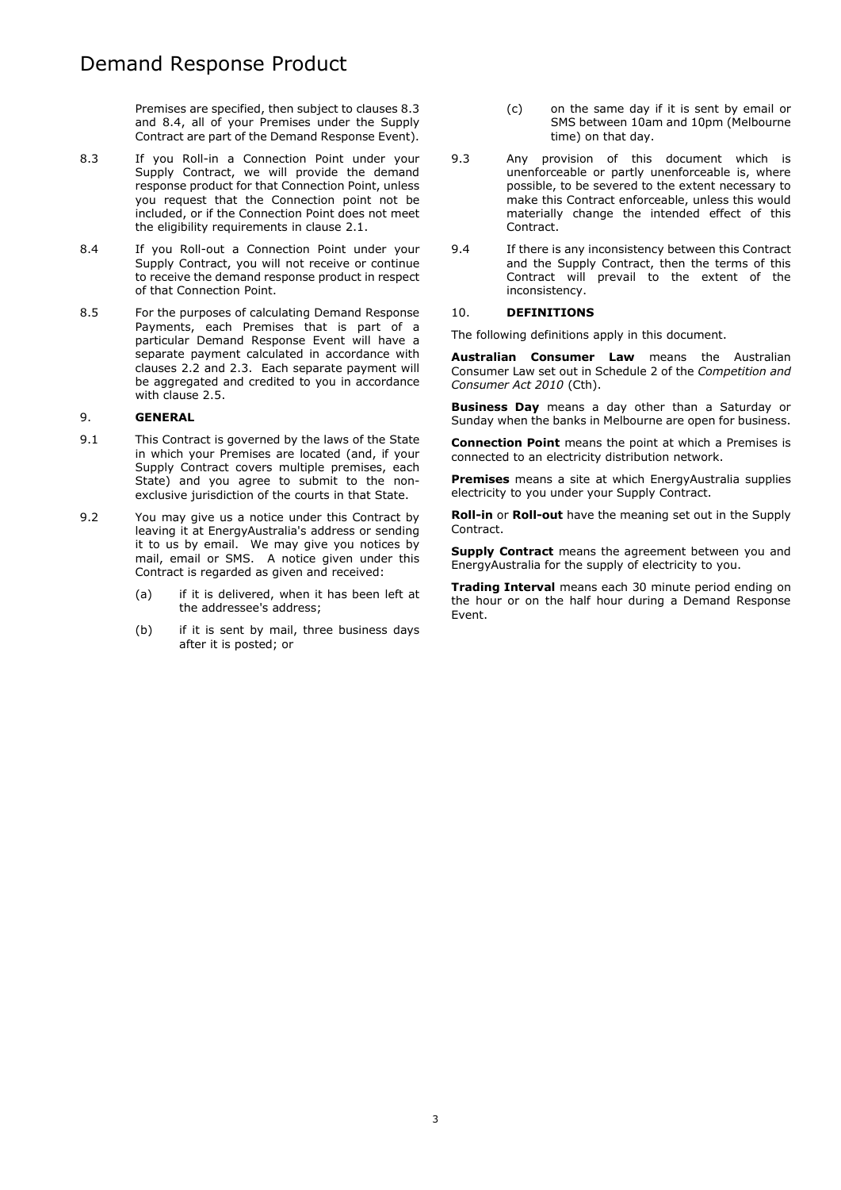Premises are specified, then subject to clauses 8.3 and 8.4, all of your Premises under the Supply Contract are part of the Demand Response Event).

8.3 If you Roll-in a Connection Point under your Supply Contract, we will provide the demand response product for that Connection Point, unless you request that the Connection point not be included, or if the Connection Point does not meet the eligibility requirements in clause 2.1.

8.4 If you Roll-out a Connection Point under your Supply Contract, you will not receive or continue to receive the demand response product in respect of that Connection Point.

8.5 For the purposes of calculating Demand Response Payments, each Premises that is part of a particular Demand Response Event will have a separate payment calculated in accordance with clauses 2.2 and 2.3. Each separate payment will be aggregated and credited to you in accordance with clause 2.5.

## 9. GENERAL

9.1 This Contract is governed by the laws of the State in which your Premises are located (and, if your Supply Contract covers multiple premises, each State) and you agree to submit to the non-exclusive jurisdiction of the courts in that State.

9.2 You may give us a notice under this Contract by leaving it at EnergyAustralia's address or sending it to us by email. We may give you notices by mail, email or SMS. A notice given under this Contract is regarded as given and received:

(a) if it is delivered, when it has been left at the addressee's address;

(b) if it is sent by mail, three business days after it is posted; or

(c) on the same day if it is sent by email or SMS between 10am and 10pm (Melbourne time) on that day.

9.3 Any provision of this document which is unenforceable or partly unenforceable is, where possible, to be severed to the extent necessary to make this Contract enforceable, unless this would materially change the intended effect of this Contract.

9.4 If there is any inconsistency between this Contract and the Supply Contract, then the terms of this Contract will prevail to the extent of the inconsistency.

## 10. DEFINITIONS

The following definitions apply in this document.

**Australian Consumer Law** means the Australian Consumer Law set out in Schedule 2 of the *Competition and Consumer Act 2010* (Cth).

**Business Day** means a day other than a Saturday or Sunday when the banks in Melbourne are open for business.

**Connection Point** means the point at which a Premises is connected to an electricity distribution network.

**Premises** means a site at which EnergyAustralia supplies electricity to you under your Supply Contract.

**Roll-in** or **Roll-out** have the meaning set out in the Supply Contract.

**Supply Contract** means the agreement between you and EnergyAustralia for the supply of electricity to you.

**Trading Interval** means each 30 minute period ending on the hour or on the half hour during a Demand Response Event.